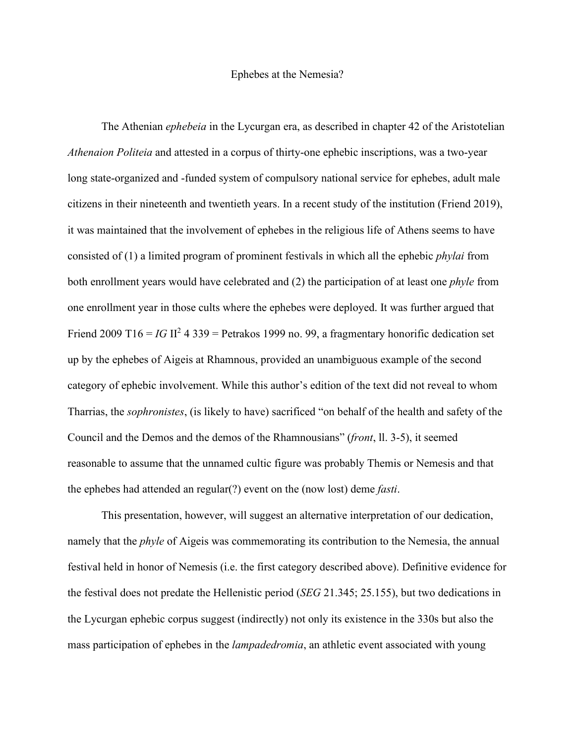# Ephebes at the Nemesia?

The Athenian *ephebeia* in the Lycurgan era, as described in chapter 42 of the Aristotelian *Athenaion Politeia* and attested in a corpus of thirty-one ephebic inscriptions, was a two-year long state-organized and -funded system of compulsory national service for ephebes, adult male citizens in their nineteenth and twentieth years. In a recent study of the institution (Friend 2019), it was maintained that the involvement of ephebes in the religious life of Athens seems to have consisted of (1) a limited program of prominent festivals in which all the ephebic *phylai* from both enrollment years would have celebrated and (2) the participation of at least one *phyle* from one enrollment year in those cults where the ephebes were deployed. It was further argued that Friend 2009 T16 = *IG* II$^2$ 4 339 = Petrakos 1999 no. 99, a fragmentary honorific dedication set up by the ephebes of Aigeis at Rhamnous, provided an unambiguous example of the second category of ephebic involvement. While this author's edition of the text did not reveal to whom Tharrias, the *sophronistes*, (is likely to have) sacrificed "on behalf of the health and safety of the Council and the Demos and the demos of the Rhamnousians" (*front*, ll. 3-5), it seemed reasonable to assume that the unnamed cultic figure was probably Themis or Nemesis and that the ephebes had attended an regular(?) event on the (now lost) deme *fasti*.

This presentation, however, will suggest an alternative interpretation of our dedication, namely that the *phyle* of Aigeis was commemorating its contribution to the Nemesia, the annual festival held in honor of Nemesis (i.e. the first category described above). Definitive evidence for the festival does not predate the Hellenistic period (*SEG* 21.345; 25.155), but two dedications in the Lycurgan ephebic corpus suggest (indirectly) not only its existence in the 330s but also the mass participation of ephebes in the *lampadedromia*, an athletic event associated with young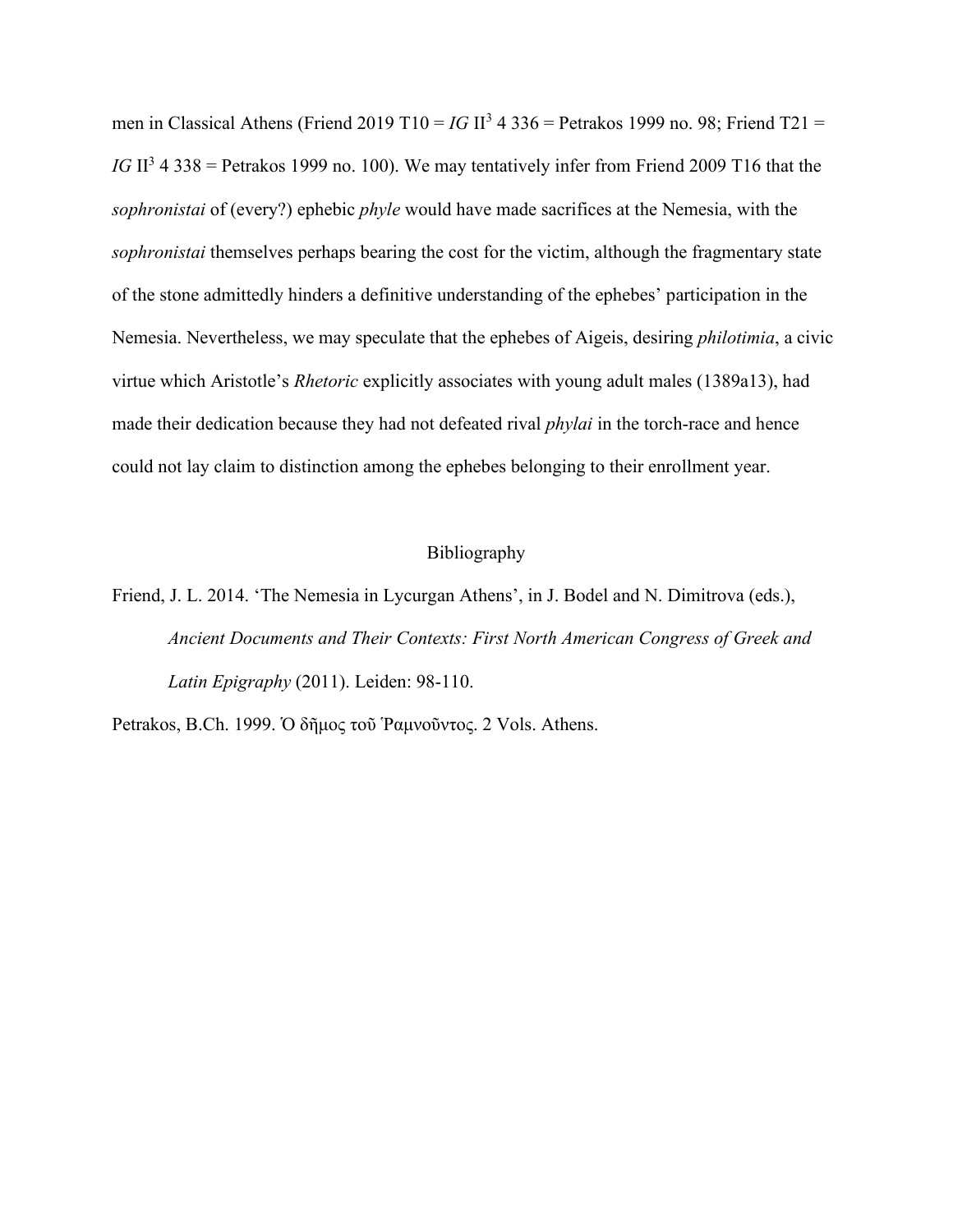men in Classical Athens (Friend 2019 T10 = *IG* II$^3$ 4 336 = Petrakos 1999 no. 98; Friend T21 = *IG* II$^3$ 4 338 = Petrakos 1999 no. 100). We may tentatively infer from Friend 2009 T16 that the *sophronistai* of (every?) ephebic *phyle* would have made sacrifices at the Nemesia, with the *sophronistai* themselves perhaps bearing the cost for the victim, although the fragmentary state of the stone admittedly hinders a definitive understanding of the ephebes' participation in the Nemesia. Nevertheless, we may speculate that the ephebes of Aigeis, desiring *philotimia*, a civic virtue which Aristotle's *Rhetoric* explicitly associates with young adult males (1389a13), had made their dedication because they had not defeated rival *phylai* in the torch-race and hence could not lay claim to distinction among the ephebes belonging to their enrollment year.

## Bibliography

Friend, J. L. 2014. 'The Nemesia in Lycurgan Athens', in J. Bodel and N. Dimitrova (eds.), *Ancient Documents and Their Contexts: First North American Congress of Greek and Latin Epigraphy* (2011). Leiden: 98-110.

Petrakos, B.Ch. 1999. Ὁ δῆμος τοῦ Ῥαμνοῦντος. 2 Vols. Athens.